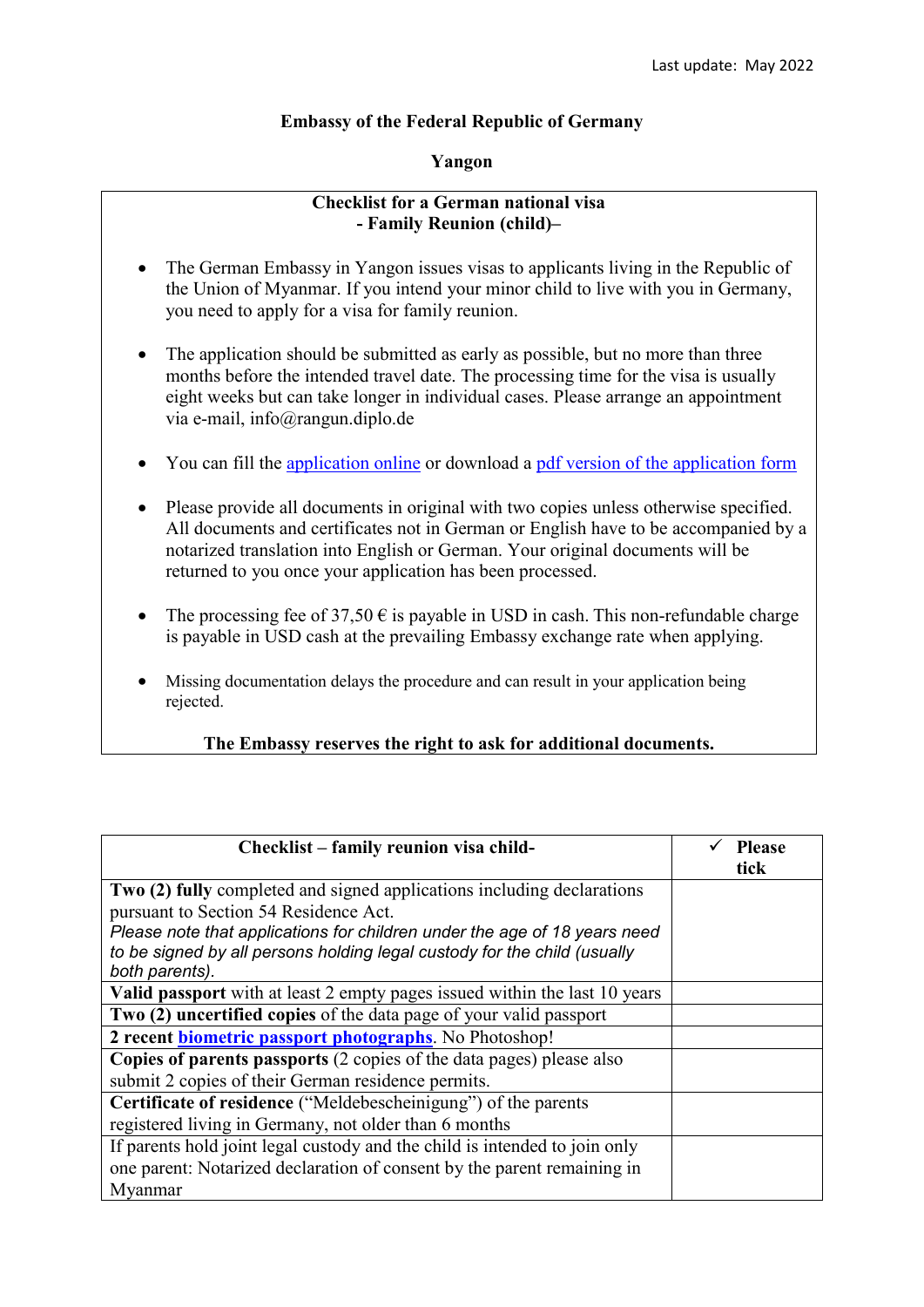Last update: May 2022

**Embassy of the Federal Republic of Germany**

**Yangon**

**Checklist for a German national visa**
**- Family Reunion (child)–**

- The German Embassy in Yangon issues visas to applicants living in the Republic of the Union of Myanmar. If you intend your minor child to live with you in Germany, you need to apply for a visa for family reunion.
- The application should be submitted as early as possible, but no more than three months before the intended travel date. The processing time for the visa is usually eight weeks but can take longer in individual cases. Please arrange an appointment via e-mail, info@rangun.diplo.de
- You can fill the application online or download a pdf version of the application form
- Please provide all documents in original with two copies unless otherwise specified. All documents and certificates not in German or English have to be accompanied by a notarized translation into English or German. Your original documents will be returned to you once your application has been processed.
- The processing fee of 37,50 € is payable in USD in cash. This non-refundable charge is payable in USD cash at the prevailing Embassy exchange rate when applying.
- Missing documentation delays the procedure and can result in your application being rejected.

**The Embassy reserves the right to ask for additional documents.**

| Checklist – family reunion visa child- | ✓ Please tick |
|---|---|
| **Two (2) fully** completed and signed applications including declarations pursuant to Section 54 Residence Act. *Please note that applications for children under the age of 18 years need to be signed by all persons holding legal custody for the child (usually both parents).* | |
| **Valid passport** with at least 2 empty pages issued within the last 10 years | |
| **Two (2) uncertified copies** of the data page of your valid passport | |
| **2 recent biometric passport photographs**. No Photoshop! | |
| **Copies of parents passports** (2 copies of the data pages) please also submit 2 copies of their German residence permits. | |
| **Certificate of residence** ("Meldebescheinigung") of the parents registered living in Germany, not older than 6 months | |
| If parents hold joint legal custody and the child is intended to join only one parent: Notarized declaration of consent by the parent remaining in Myanmar | |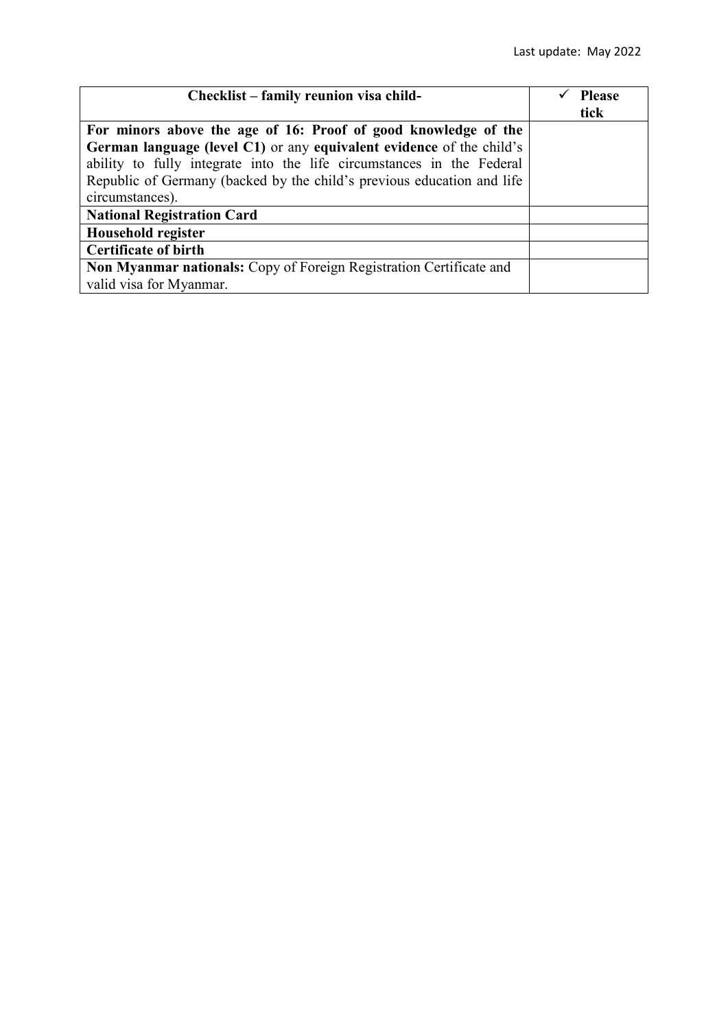Last update: May 2022

| Checklist – family reunion visa child- | ✓ Please tick |
|---|---|
| **For minors above the age of 16: Proof of good knowledge of the German language (level C1)** or any **equivalent evidence** of the child's ability to fully integrate into the life circumstances in the Federal Republic of Germany (backed by the child's previous education and life circumstances). | |
| **National Registration Card** | |
| **Household register** | |
| **Certificate of birth** | |
| **Non Myanmar nationals:** Copy of Foreign Registration Certificate and valid visa for Myanmar. | |